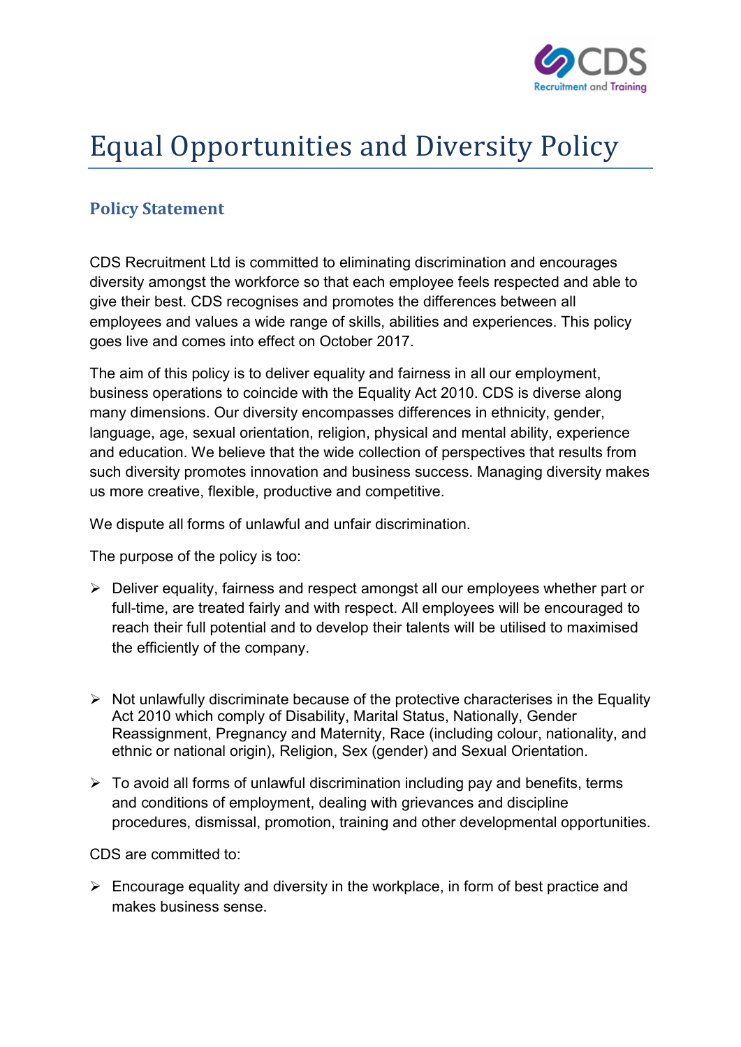# Equal Opportunities and Diversity Policy

## Policy Statement

CDS Recruitment Ltd is committed to eliminating discrimination and encourages diversity amongst the workforce so that each employee feels respected and able to give their best. CDS recognises and promotes the differences between all employees and values a wide range of skills, abilities and experiences. This policy goes live and comes into effect on October 2017.

The aim of this policy is to deliver equality and fairness in all our employment, business operations to coincide with the Equality Act 2010. CDS is diverse along many dimensions. Our diversity encompasses differences in ethnicity, gender, language, age, sexual orientation, religion, physical and mental ability, experience and education. We believe that the wide collection of perspectives that results from such diversity promotes innovation and business success. Managing diversity makes us more creative, flexible, productive and competitive.

We dispute all forms of unlawful and unfair discrimination.

The purpose of the policy is too:

- Deliver equality, fairness and respect amongst all our employees whether part or full-time, are treated fairly and with respect. All employees will be encouraged to reach their full potential and to develop their talents will be utilised to maximised the efficiently of the company.
- Not unlawfully discriminate because of the protective characterises in the Equality Act 2010 which comply of Disability, Marital Status, Nationally, Gender Reassignment, Pregnancy and Maternity, Race (including colour, nationality, and ethnic or national origin), Religion, Sex (gender) and Sexual Orientation.
- To avoid all forms of unlawful discrimination including pay and benefits, terms and conditions of employment, dealing with grievances and discipline procedures, dismissal, promotion, training and other developmental opportunities.

CDS are committed to:

- Encourage equality and diversity in the workplace, in form of best practice and makes business sense.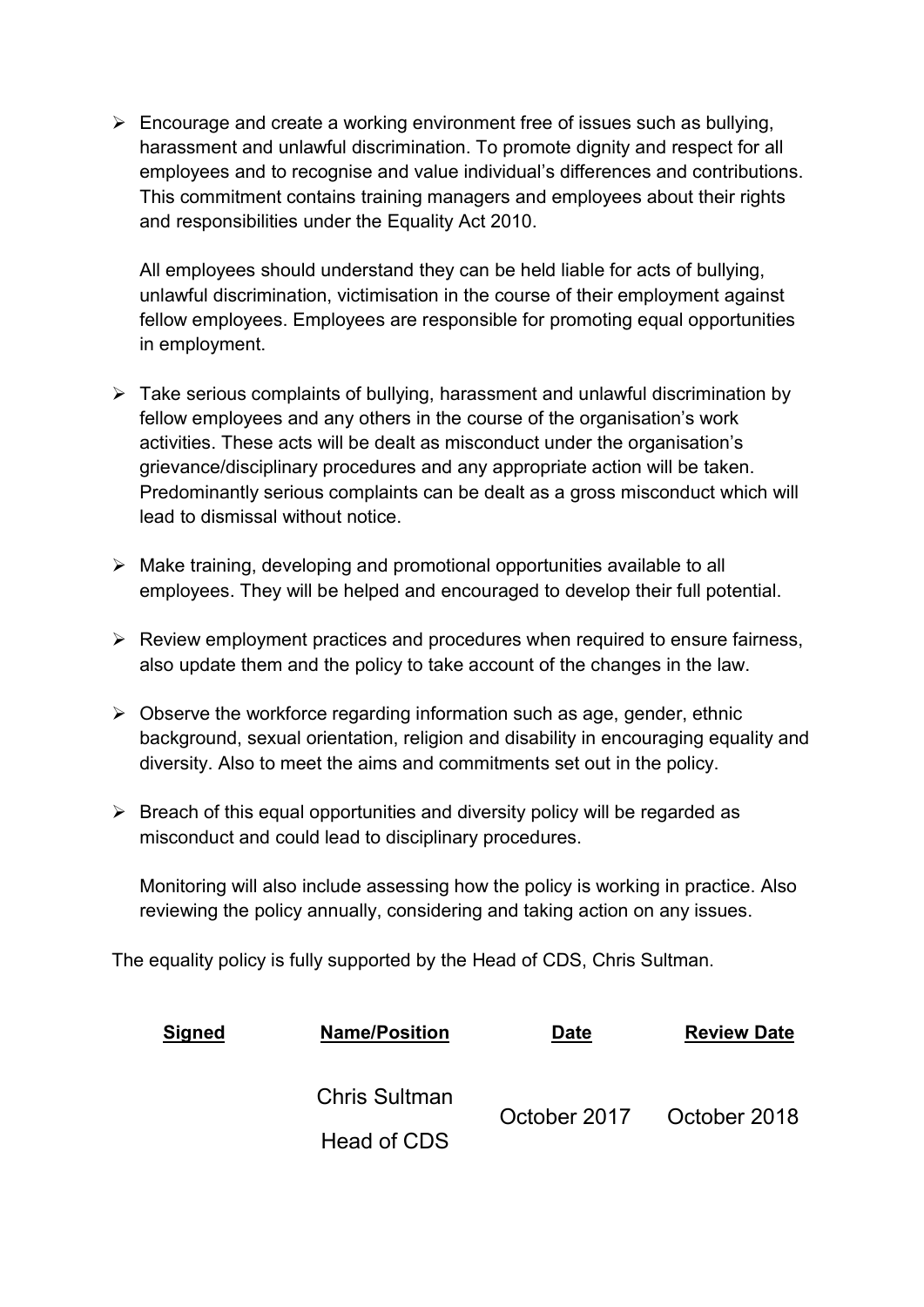- Encourage and create a working environment free of issues such as bullying, harassment and unlawful discrimination. To promote dignity and respect for all employees and to recognise and value individual's differences and contributions. This commitment contains training managers and employees about their rights and responsibilities under the Equality Act 2010.

  All employees should understand they can be held liable for acts of bullying, unlawful discrimination, victimisation in the course of their employment against fellow employees. Employees are responsible for promoting equal opportunities in employment.

- Take serious complaints of bullying, harassment and unlawful discrimination by fellow employees and any others in the course of the organisation's work activities. These acts will be dealt as misconduct under the organisation's grievance/disciplinary procedures and any appropriate action will be taken. Predominantly serious complaints can be dealt as a gross misconduct which will lead to dismissal without notice.

- Make training, developing and promotional opportunities available to all employees. They will be helped and encouraged to develop their full potential.

- Review employment practices and procedures when required to ensure fairness, also update them and the policy to take account of the changes in the law.

- Observe the workforce regarding information such as age, gender, ethnic background, sexual orientation, religion and disability in encouraging equality and diversity. Also to meet the aims and commitments set out in the policy.

- Breach of this equal opportunities and diversity policy will be regarded as misconduct and could lead to disciplinary procedures.

  Monitoring will also include assessing how the policy is working in practice. Also reviewing the policy annually, considering and taking action on any issues.

The equality policy is fully supported by the Head of CDS, Chris Sultman.

| **Signed** | **Name/Position** | **Date** | **Review Date** |
|---|---|---|---|
| | Chris Sultman<br>Head of CDS | October 2017 | October 2018 |